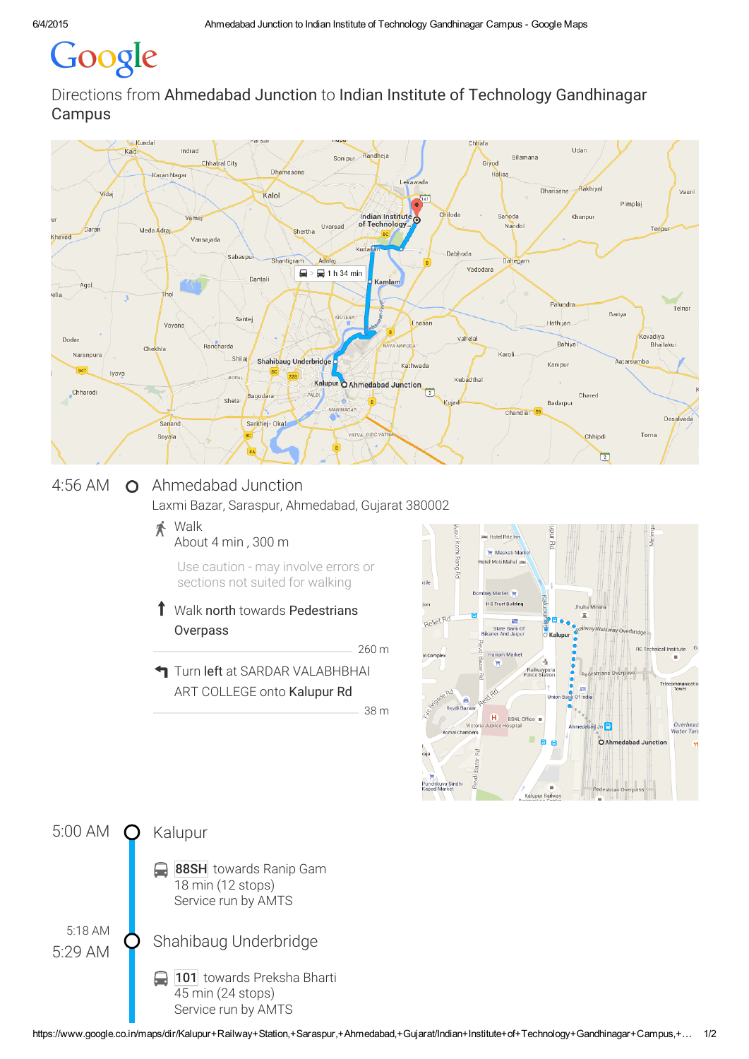Google

# Directions from **Ahmedabad Junction** to **Indian Institute of Technology Gandhinagar Campus**

4:56 AM — **Ahmedabad Junction**

Laxmi Bazar, Saraspur, Ahmedabad, Gujarat 380002

Walk
About 4 min , 300 m

Use caution - may involve errors or sections not suited for walking

Walk **north** towards **Pedestrians Overpass**

260 m

Turn **left** at SARDAR VALABHBHAI ART COLLEGE onto **Kalupur Rd**

38 m

5:00 AM — **Kalupur**

**88SH** towards Ranip Gam
18 min (12 stops)
Service run by AMTS

5:18 AM
5:29 AM — **Shahibaug Underbridge**

**101** towards Preksha Bharti
45 min (24 stops)
Service run by AMTS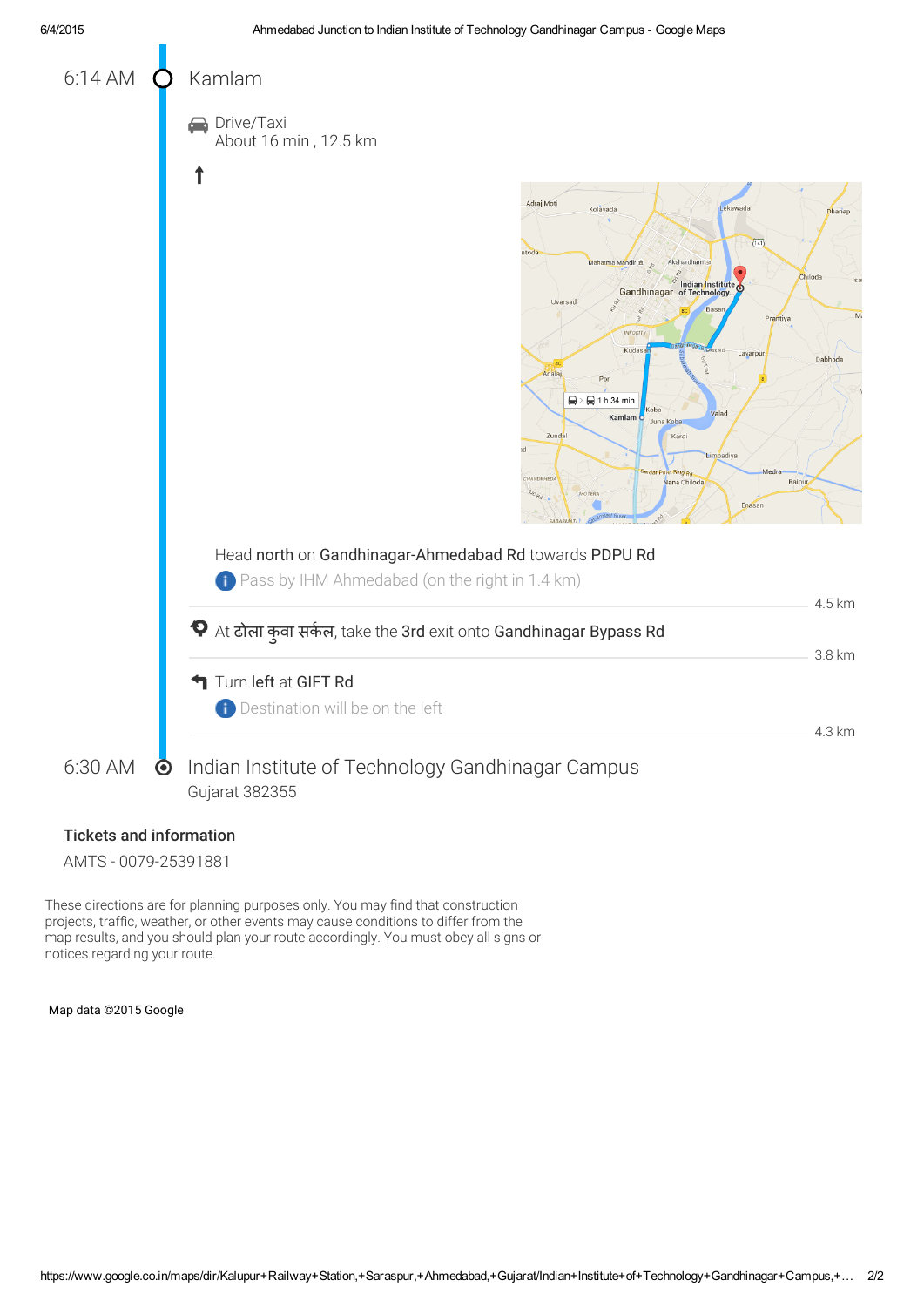6:14 AM **Kamlam**

Drive/Taxi
About 16 min , 12.5 km

Head **north** on **Gandhinagar-Ahmedabad Rd** towards **PDPU Rd**

Pass by IHM Ahmedabad (on the right in 1.4 km)

4.5 km

At **ढोला कुवा सर्कल**, take the **3rd** exit onto **Gandhinagar Bypass Rd**

3.8 km

Turn **left** at **GIFT Rd**

Destination will be on the left

4.3 km

6:30 AM **Indian Institute of Technology Gandhinagar Campus**
Gujarat 382355

### Tickets and information

AMTS - 0079-25391881

These directions are for planning purposes only. You may find that construction projects, traffic, weather, or other events may cause conditions to differ from the map results, and you should plan your route accordingly. You must obey all signs or notices regarding your route.

Map data ©2015 Google